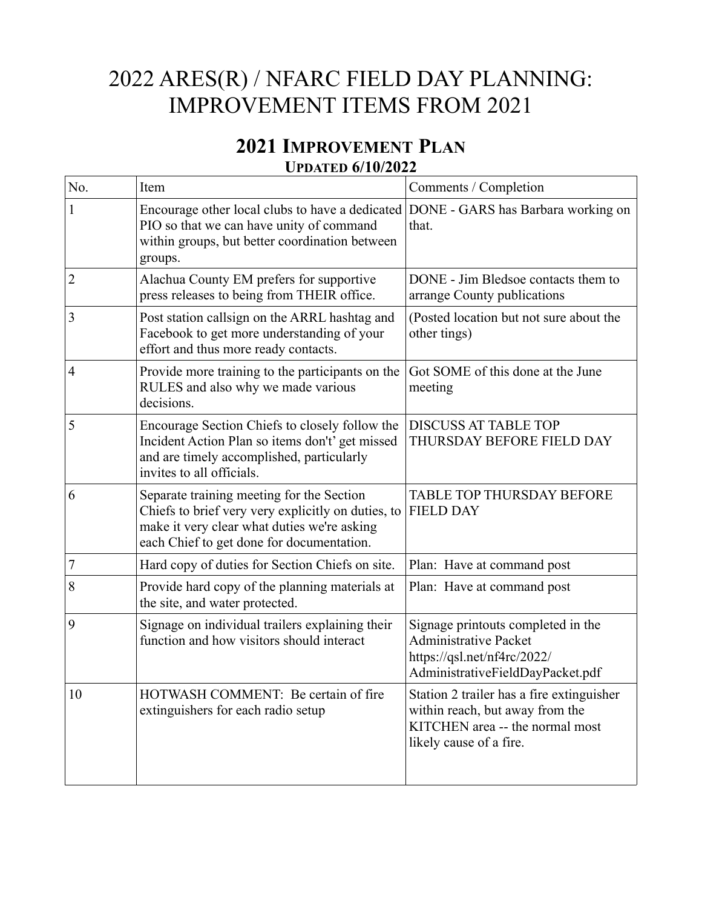# 2022 ARES(R) / NFARC FIELD DAY PLANNING: IMPROVEMENT ITEMS FROM 2021

## 2021 Improvement Plan

### Updated 6/10/2022

| No. | Item | Comments / Completion |
|---|---|---|
| 1 | Encourage other local clubs to have a dedicated PIO so that we can have unity of command within groups, but better coordination between groups. | DONE - GARS has Barbara working on that. |
| 2 | Alachua County EM prefers for supportive press releases to being from THEIR office. | DONE - Jim Bledsoe contacts them to arrange County publications |
| 3 | Post station callsign on the ARRL hashtag and Facebook to get more understanding of your effort and thus more ready contacts. | (Posted location but not sure about the other tings) |
| 4 | Provide more training to the participants on the RULES and also why we made various decisions. | Got SOME of this done at the June meeting |
| 5 | Encourage Section Chiefs to closely follow the Incident Action Plan so items don't' get missed and are timely accomplished, particularly invites to all officials. | DISCUSS AT TABLE TOP THURSDAY BEFORE FIELD DAY |
| 6 | Separate training meeting for the Section Chiefs to brief very very explicitly on duties, to make it very clear what duties we're asking each Chief to get done for documentation. | TABLE TOP THURSDAY BEFORE FIELD DAY |
| 7 | Hard copy of duties for Section Chiefs on site. | Plan: Have at command post |
| 8 | Provide hard copy of the planning materials at the site, and water protected. | Plan: Have at command post |
| 9 | Signage on individual trailers explaining their function and how visitors should interact | Signage printouts completed in the Administrative Packet https://qsl.net/nf4rc/2022/AdministrativeFieldDayPacket.pdf |
| 10 | HOTWASH COMMENT: Be certain of fire extinguishers for each radio setup | Station 2 trailer has a fire extinguisher within reach, but away from the KITCHEN area -- the normal most likely cause of a fire. |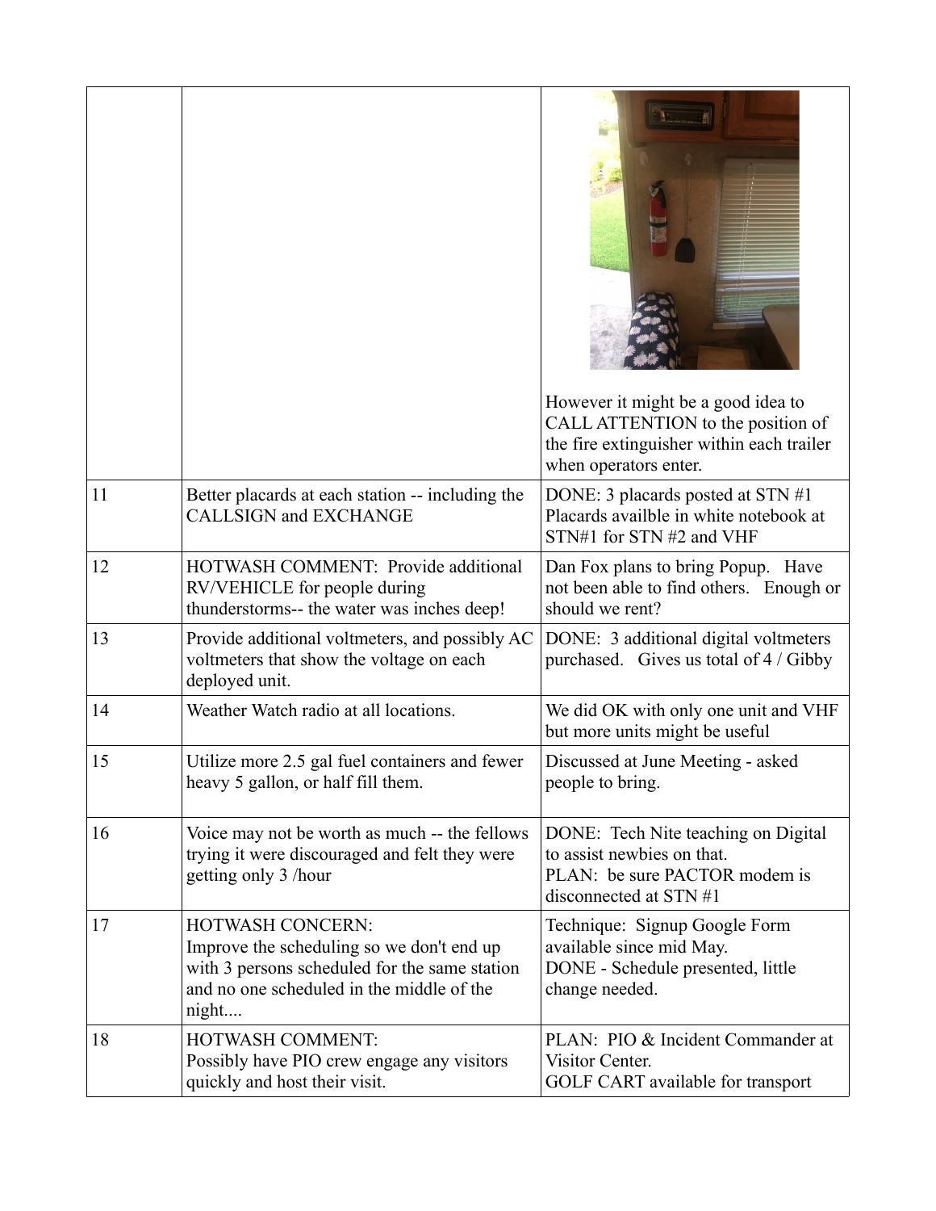| | | |
|---|---|---|
| | | However it might be a good idea to CALL ATTENTION to the position of the fire extinguisher within each trailer when operators enter. |
| 11 | Better placards at each station -- including the CALLSIGN and EXCHANGE | DONE: 3 placards posted at STN #1 Placards availble in white notebook at STN#1 for STN #2 and VHF |
| 12 | HOTWASH COMMENT: Provide additional RV/VEHICLE for people during thunderstorms-- the water was inches deep! | Dan Fox plans to bring Popup. Have not been able to find others. Enough or should we rent? |
| 13 | Provide additional voltmeters, and possibly AC voltmeters that show the voltage on each deployed unit. | DONE: 3 additional digital voltmeters purchased. Gives us total of 4 / Gibby |
| 14 | Weather Watch radio at all locations. | We did OK with only one unit and VHF but more units might be useful |
| 15 | Utilize more 2.5 gal fuel containers and fewer heavy 5 gallon, or half fill them. | Discussed at June Meeting - asked people to bring. |
| 16 | Voice may not be worth as much -- the fellows trying it were discouraged and felt they were getting only 3 /hour | DONE: Tech Nite teaching on Digital to assist newbies on that.<br>PLAN: be sure PACTOR modem is disconnected at STN #1 |
| 17 | HOTWASH CONCERN:<br>Improve the scheduling so we don't end up with 3 persons scheduled for the same station and no one scheduled in the middle of the night.... | Technique: Signup Google Form available since mid May.<br>DONE - Schedule presented, little change needed. |
| 18 | HOTWASH COMMENT:<br>Possibly have PIO crew engage any visitors quickly and host their visit. | PLAN: PIO & Incident Commander at Visitor Center.<br>GOLF CART available for transport |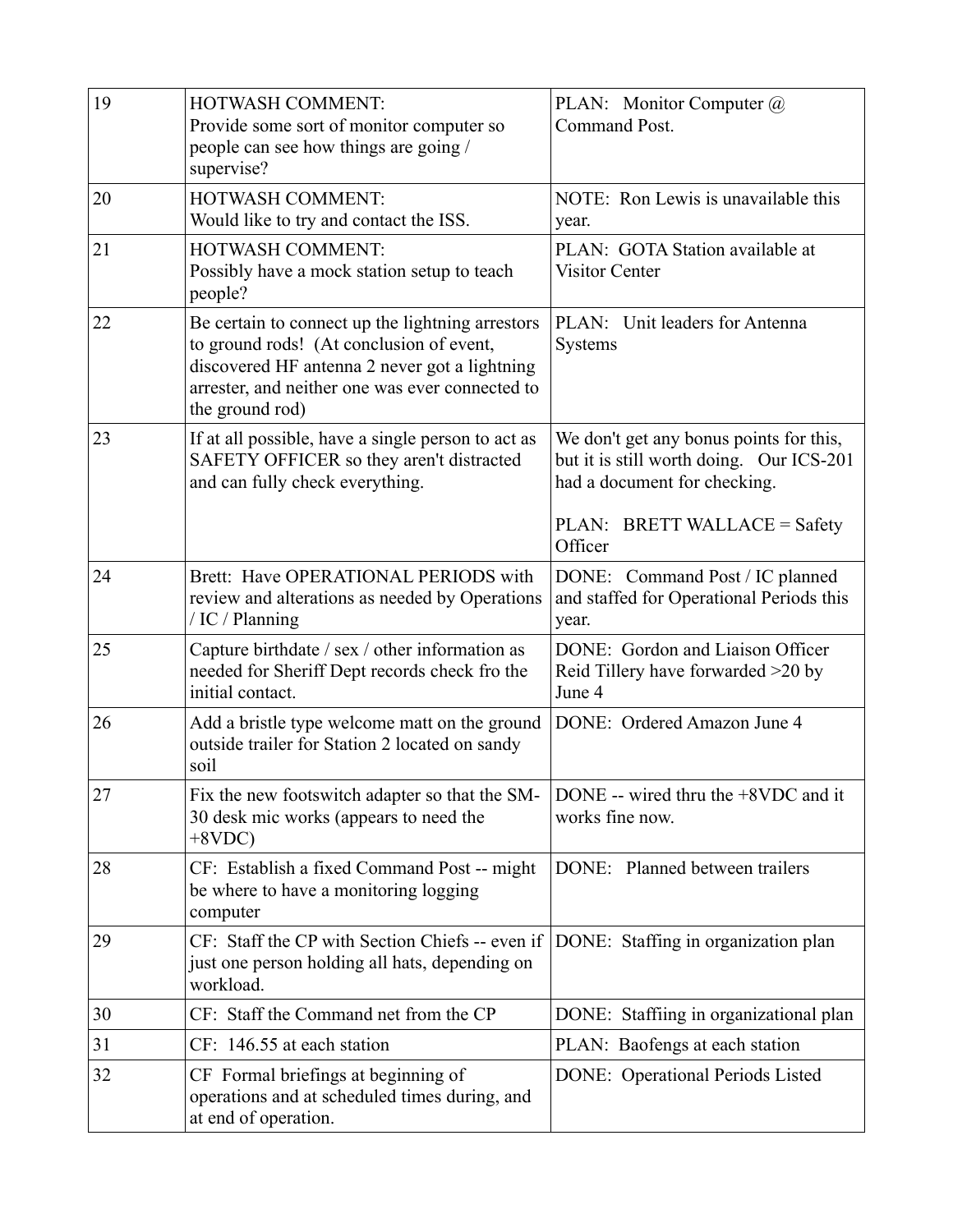| 19 | HOTWASH COMMENT:<br>Provide some sort of monitor computer so people can see how things are going / supervise? | PLAN: Monitor Computer @ Command Post. |
|---|---|---|
| 20 | HOTWASH COMMENT:<br>Would like to try and contact the ISS. | NOTE: Ron Lewis is unavailable this year. |
| 21 | HOTWASH COMMENT:<br>Possibly have a mock station setup to teach people? | PLAN: GOTA Station available at Visitor Center |
| 22 | Be certain to connect up the lightning arrestors to ground rods! (At conclusion of event, discovered HF antenna 2 never got a lightning arrester, and neither one was ever connected to the ground rod) | PLAN: Unit leaders for Antenna Systems |
| 23 | If at all possible, have a single person to act as SAFETY OFFICER so they aren't distracted and can fully check everything. | We don't get any bonus points for this, but it is still worth doing. Our ICS-201 had a document for checking.<br><br>PLAN: BRETT WALLACE = Safety Officer |
| 24 | Brett: Have OPERATIONAL PERIODS with review and alterations as needed by Operations / IC / Planning | DONE: Command Post / IC planned and staffed for Operational Periods this year. |
| 25 | Capture birthdate / sex / other information as needed for Sheriff Dept records check fro the initial contact. | DONE: Gordon and Liaison Officer Reid Tillery have forwarded >20 by June 4 |
| 26 | Add a bristle type welcome matt on the ground outside trailer for Station 2 located on sandy soil | DONE: Ordered Amazon June 4 |
| 27 | Fix the new footswitch adapter so that the SM-30 desk mic works (appears to need the +8VDC) | DONE -- wired thru the +8VDC and it works fine now. |
| 28 | CF: Establish a fixed Command Post -- might be where to have a monitoring logging computer | DONE: Planned between trailers |
| 29 | CF: Staff the CP with Section Chiefs -- even if just one person holding all hats, depending on workload. | DONE: Staffing in organization plan |
| 30 | CF: Staff the Command net from the CP | DONE: Staffiing in organizational plan |
| 31 | CF: 146.55 at each station | PLAN: Baofengs at each station |
| 32 | CF Formal briefings at beginning of operations and at scheduled times during, and at end of operation. | DONE: Operational Periods Listed |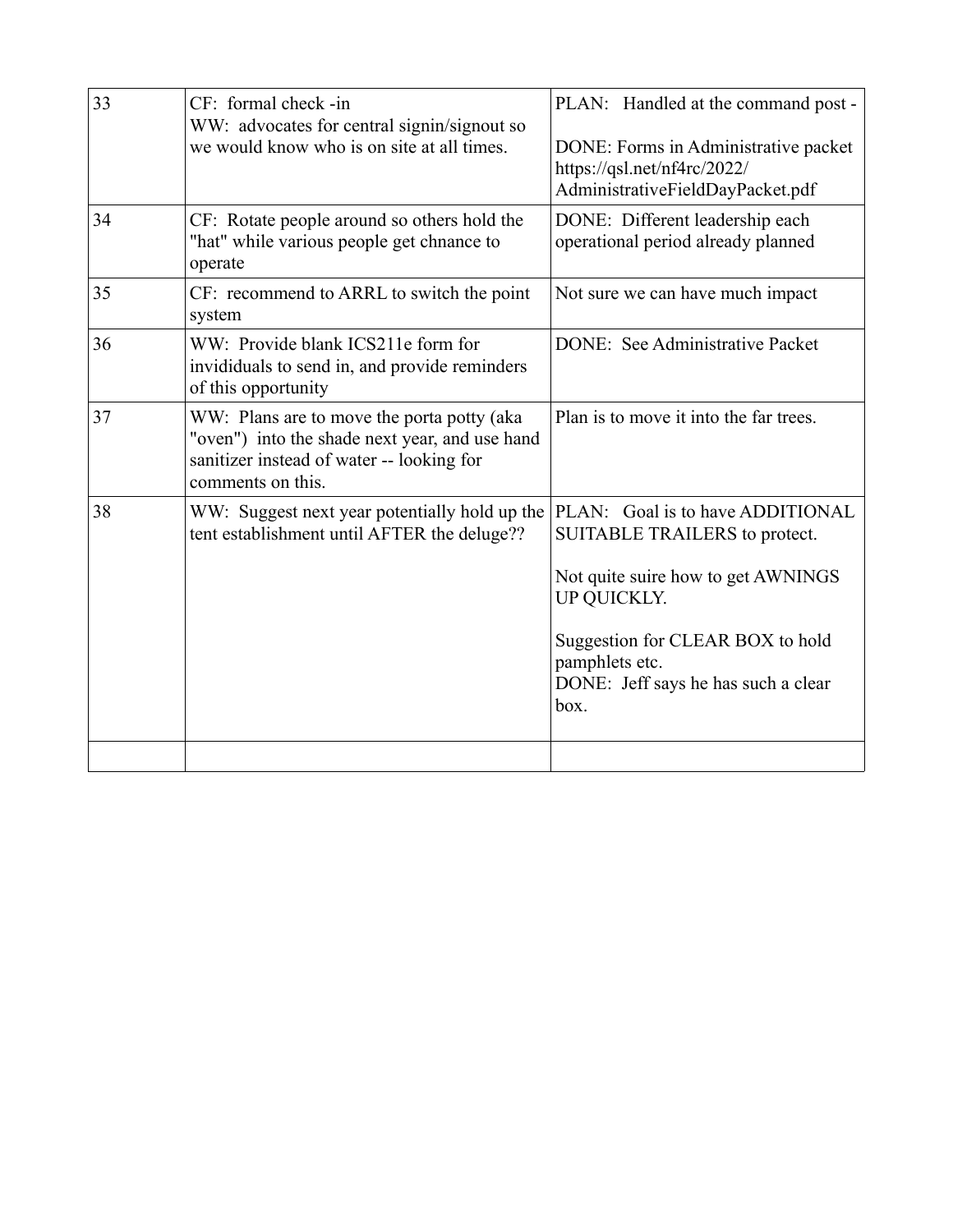| | | |
|---|---|---|
| 33 | CF: formal check -in<br>WW: advocates for central signin/signout so we would know who is on site at all times. | PLAN: Handled at the command post -<br><br>DONE: Forms in Administrative packet https://qsl.net/nf4rc/2022/AdministrativeFieldDayPacket.pdf |
| 34 | CF: Rotate people around so others hold the "hat" while various people get chnance to operate | DONE: Different leadership each operational period already planned |
| 35 | CF: recommend to ARRL to switch the point system | Not sure we can have much impact |
| 36 | WW: Provide blank ICS211e form for invididuals to send in, and provide reminders of this opportunity | DONE: See Administrative Packet |
| 37 | WW: Plans are to move the porta potty (aka "oven") into the shade next year, and use hand sanitizer instead of water -- looking for comments on this. | Plan is to move it into the far trees. |
| 38 | WW: Suggest next year potentially hold up the tent establishment until AFTER the deluge?? | PLAN: Goal is to have ADDITIONAL SUITABLE TRAILERS to protect.<br><br>Not quite suire how to get AWNINGS UP QUICKLY.<br><br>Suggestion for CLEAR BOX to hold pamphlets etc.<br>DONE: Jeff says he has such a clear box. |
| | | |